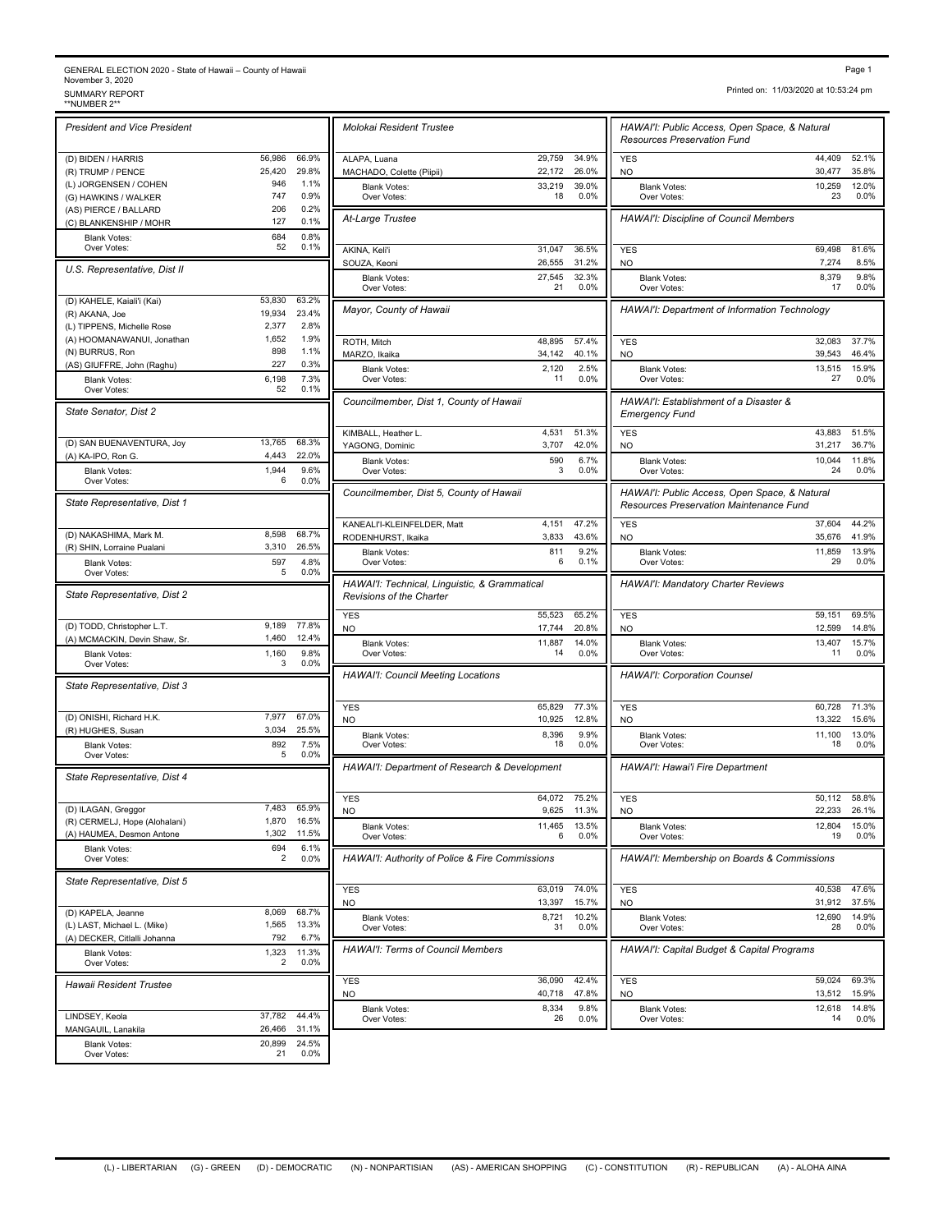GENERAL ELECTION 2020 - State of Hawaii – County of Hawaii
November 3, 2020
SUMMARY REPORT
**NUMBER 2**

Printed on: 11/03/2020 at 10:53:24 pm

### President and Vice President

| Candidate | Votes | % |
|---|---|---|
| (D) BIDEN / HARRIS | 56,986 | 66.9% |
| (R) TRUMP / PENCE | 25,420 | 29.8% |
| (L) JORGENSEN / COHEN | 946 | 1.1% |
| (G) HAWKINS / WALKER | 747 | 0.9% |
| (AS) PIERCE / BALLARD | 206 | 0.2% |
| (C) BLANKENSHIP / MOHR | 127 | 0.1% |
| Blank Votes: | 684 | 0.8% |
| Over Votes: | 52 | 0.1% |

### U.S. Representative, Dist II

| Candidate | Votes | % |
|---|---|---|
| (D) KAHELE, Kaiali'i (Kai) | 53,830 | 63.2% |
| (R) AKANA, Joe | 19,934 | 23.4% |
| (L) TIPPENS, Michelle Rose | 2,377 | 2.8% |
| (A) HOOMANAWANUI, Jonathan | 1,652 | 1.9% |
| (N) BURRUS, Ron | 898 | 1.1% |
| (AS) GIUFFRE, John (Raghu) | 227 | 0.3% |
| Blank Votes: | 6,198 | 7.3% |
| Over Votes: | 52 | 0.1% |

### State Senator, Dist 2

| Candidate | Votes | % |
|---|---|---|
| (D) SAN BUENAVENTURA, Joy | 13,765 | 68.3% |
| (A) KA-IPO, Ron G. | 4,443 | 22.0% |
| Blank Votes: | 1,944 | 9.6% |
| Over Votes: | 6 | 0.0% |

### State Representative, Dist 1

| Candidate | Votes | % |
|---|---|---|
| (D) NAKASHIMA, Mark M. | 8,598 | 68.7% |
| (R) SHIN, Lorraine Pualani | 3,310 | 26.5% |
| Blank Votes: | 597 | 4.8% |
| Over Votes: | 5 | 0.0% |

### State Representative, Dist 2

| Candidate | Votes | % |
|---|---|---|
| (D) TODD, Christopher L.T. | 9,189 | 77.8% |
| (A) MCMACKIN, Devin Shaw, Sr. | 1,460 | 12.4% |
| Blank Votes: | 1,160 | 9.8% |
| Over Votes: | 3 | 0.0% |

### State Representative, Dist 3

| Candidate | Votes | % |
|---|---|---|
| (D) ONISHI, Richard H.K. | 7,977 | 67.0% |
| (R) HUGHES, Susan | 3,034 | 25.5% |
| Blank Votes: | 892 | 7.5% |
| Over Votes: | 5 | 0.0% |

### State Representative, Dist 4

| Candidate | Votes | % |
|---|---|---|
| (D) ILAGAN, Greggor | 7,483 | 65.9% |
| (R) CERMELJ, Hope (Alohalani) | 1,870 | 16.5% |
| (A) HAUMEA, Desmon Antone | 1,302 | 11.5% |
| Blank Votes: | 694 | 6.1% |
| Over Votes: | 2 | 0.0% |

### State Representative, Dist 5

| Candidate | Votes | % |
|---|---|---|
| (D) KAPELA, Jeanne | 8,069 | 68.7% |
| (L) LAST, Michael L. (Mike) | 1,565 | 13.3% |
| (A) DECKER, Citlalli Johanna | 792 | 6.7% |
| Blank Votes: | 1,323 | 11.3% |
| Over Votes: | 2 | 0.0% |

### Hawaii Resident Trustee

| Candidate | Votes | % |
|---|---|---|
| LINDSEY, Keola | 37,782 | 44.4% |
| MANGAUIL, Lanakila | 26,466 | 31.1% |
| Blank Votes: | 20,899 | 24.5% |
| Over Votes: | 21 | 0.0% |

### Molokai Resident Trustee

| Candidate | Votes | % |
|---|---|---|
| ALAPA, Luana | 29,759 | 34.9% |
| MACHADO, Colette (Piipii) | 22,172 | 26.0% |
| Blank Votes: | 33,219 | 39.0% |
| Over Votes: | 18 | 0.0% |

### At-Large Trustee

| Candidate | Votes | % |
|---|---|---|
| AKINA, Keli'i | 31,047 | 36.5% |
| SOUZA, Keoni | 26,555 | 31.2% |
| Blank Votes: | 27,545 | 32.3% |
| Over Votes: | 21 | 0.0% |

### Mayor, County of Hawaii

| Candidate | Votes | % |
|---|---|---|
| ROTH, Mitch | 48,895 | 57.4% |
| MARZO, Ikaika | 34,142 | 40.1% |
| Blank Votes: | 2,120 | 2.5% |
| Over Votes: | 11 | 0.0% |

### Councilmember, Dist 1, County of Hawaii

| Candidate | Votes | % |
|---|---|---|
| KIMBALL, Heather L. | 4,531 | 51.3% |
| YAGONG, Dominic | 3,707 | 42.0% |
| Blank Votes: | 590 | 6.7% |
| Over Votes: | 3 | 0.0% |

### Councilmember, Dist 5, County of Hawaii

| Candidate | Votes | % |
|---|---|---|
| KANEALI'I-KLEINFELDER, Matt | 4,151 | 47.2% |
| RODENHURST, Ikaika | 3,833 | 43.6% |
| Blank Votes: | 811 | 9.2% |
| Over Votes: | 6 | 0.1% |

### HAWAI'I: Technical, Linguistic, & Grammatical Revisions of the Charter

| Choice | Votes | % |
|---|---|---|
| YES | 55,523 | 65.2% |
| NO | 17,744 | 20.8% |
| Blank Votes: | 11,887 | 14.0% |
| Over Votes: | 14 | 0.0% |

### HAWAI'I: Council Meeting Locations

| Choice | Votes | % |
|---|---|---|
| YES | 65,829 | 77.3% |
| NO | 10,925 | 12.8% |
| Blank Votes: | 8,396 | 9.9% |
| Over Votes: | 18 | 0.0% |

### HAWAI'I: Department of Research & Development

| Choice | Votes | % |
|---|---|---|
| YES | 64,072 | 75.2% |
| NO | 9,625 | 11.3% |
| Blank Votes: | 11,465 | 13.5% |
| Over Votes: | 6 | 0.0% |

### HAWAI'I: Authority of Police & Fire Commissions

| Choice | Votes | % |
|---|---|---|
| YES | 63,019 | 74.0% |
| NO | 13,397 | 15.7% |
| Blank Votes: | 8,721 | 10.2% |
| Over Votes: | 31 | 0.0% |

### HAWAI'I: Terms of Council Members

| Choice | Votes | % |
|---|---|---|
| YES | 36,090 | 42.4% |
| NO | 40,718 | 47.8% |
| Blank Votes: | 8,334 | 9.8% |
| Over Votes: | 26 | 0.0% |

### HAWAI'I: Public Access, Open Space, & Natural Resources Preservation Fund

| Choice | Votes | % |
|---|---|---|
| YES | 44,409 | 52.1% |
| NO | 30,477 | 35.8% |
| Blank Votes: | 10,259 | 12.0% |
| Over Votes: | 23 | 0.0% |

### HAWAI'I: Discipline of Council Members

| Choice | Votes | % |
|---|---|---|
| YES | 69,498 | 81.6% |
| NO | 7,274 | 8.5% |
| Blank Votes: | 8,379 | 9.8% |
| Over Votes: | 17 | 0.0% |

### HAWAI'I: Department of Information Technology

| Choice | Votes | % |
|---|---|---|
| YES | 32,083 | 37.7% |
| NO | 39,543 | 46.4% |
| Blank Votes: | 13,515 | 15.9% |
| Over Votes: | 27 | 0.0% |

### HAWAI'I: Establishment of a Disaster & Emergency Fund

| Choice | Votes | % |
|---|---|---|
| YES | 43,883 | 51.5% |
| NO | 31,217 | 36.7% |
| Blank Votes: | 10,044 | 11.8% |
| Over Votes: | 24 | 0.0% |

### HAWAI'I: Public Access, Open Space, & Natural Resources Preservation Maintenance Fund

| Choice | Votes | % |
|---|---|---|
| YES | 37,604 | 44.2% |
| NO | 35,676 | 41.9% |
| Blank Votes: | 11,859 | 13.9% |
| Over Votes: | 29 | 0.0% |

### HAWAI'I: Mandatory Charter Reviews

| Choice | Votes | % |
|---|---|---|
| YES | 59,151 | 69.5% |
| NO | 12,599 | 14.8% |
| Blank Votes: | 13,407 | 15.7% |
| Over Votes: | 11 | 0.0% |

### HAWAI'I: Corporation Counsel

| Choice | Votes | % |
|---|---|---|
| YES | 60,728 | 71.3% |
| NO | 13,322 | 15.6% |
| Blank Votes: | 11,100 | 13.0% |
| Over Votes: | 18 | 0.0% |

### HAWAI'I: Hawai'i Fire Department

| Choice | Votes | % |
|---|---|---|
| YES | 50,112 | 58.8% |
| NO | 22,233 | 26.1% |
| Blank Votes: | 12,804 | 15.0% |
| Over Votes: | 19 | 0.0% |

### HAWAI'I: Membership on Boards & Commissions

| Choice | Votes | % |
|---|---|---|
| YES | 40,538 | 47.6% |
| NO | 31,912 | 37.5% |
| Blank Votes: | 12,690 | 14.9% |
| Over Votes: | 28 | 0.0% |

### HAWAI'I: Capital Budget & Capital Programs

| Choice | Votes | % |
|---|---|---|
| YES | 59,024 | 69.3% |
| NO | 13,512 | 15.9% |
| Blank Votes: | 12,618 | 14.8% |
| Over Votes: | 14 | 0.0% |

(L) - LIBERTARIAN (G) - GREEN (D) - DEMOCRATIC (N) - NONPARTISIAN (AS) - AMERICAN SHOPPING (C) - CONSTITUTION (R) - REPUBLICAN (A) - ALOHA AINA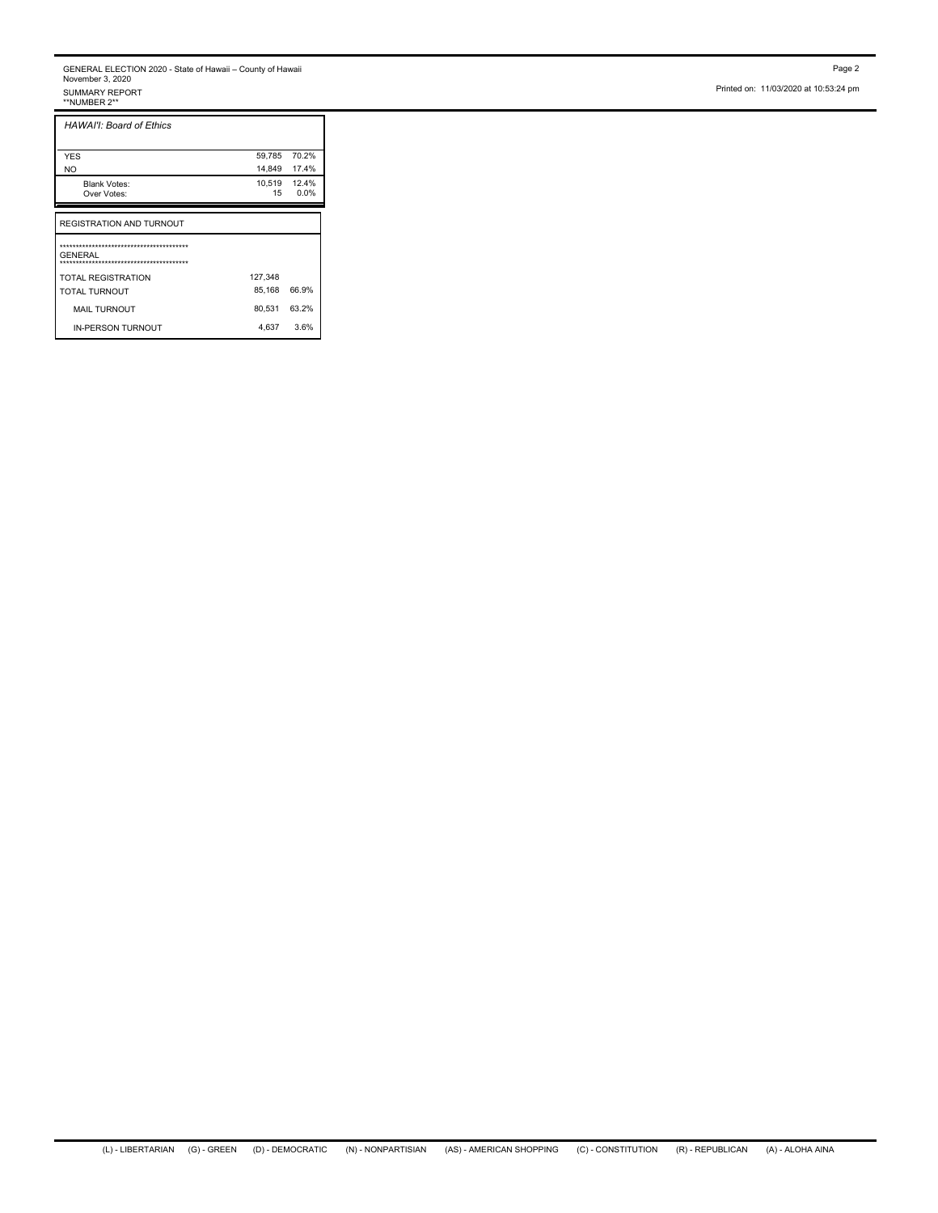## *HAWAI'I: Board of Ethics*

| | | |
|---|---|---|
| YES | 59,785 | 70.2% |
| NO | 14,849 | 17.4% |
| Blank Votes: | 10,519 | 12.4% |
| Over Votes: | 15 | 0.0% |

## REGISTRATION AND TURNOUT

***************************************
GENERAL
***************************************

| | | |
|---|---|---|
| TOTAL REGISTRATION | 127,348 | |
| TOTAL TURNOUT | 85,168 | 66.9% |
| MAIL TURNOUT | 80,531 | 63.2% |
| IN-PERSON TURNOUT | 4,637 | 3.6% |

(L) - LIBERTARIAN (G) - GREEN (D) - DEMOCRATIC (N) - NONPARTISIAN (AS) - AMERICAN SHOPPING (C) - CONSTITUTION (R) - REPUBLICAN (A) - ALOHA AINA